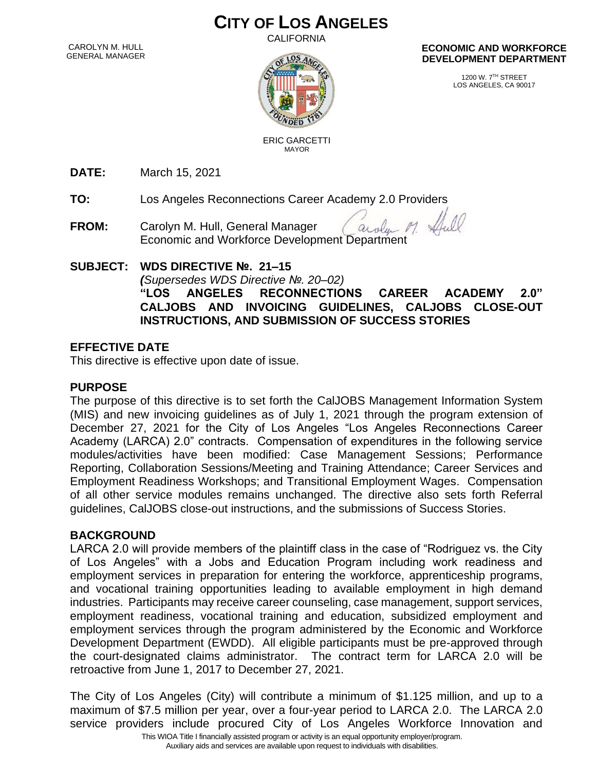# CITY OF LOS ANGELES

CALIFORNIA

CAROLYN M. HULL
GENERAL MANAGER

ERIC GARCETTI
MAYOR

**ECONOMIC AND WORKFORCE DEVELOPMENT DEPARTMENT**

1200 W. 7TH STREET
LOS ANGELES, CA 90017

**DATE:** March 15, 2021

**TO:** Los Angeles Reconnections Career Academy 2.0 Providers

**FROM:** Carolyn M. Hull, General Manager
Economic and Workforce Development Department

**SUBJECT: WDS DIRECTIVE №. 21–15**
***(****Supersedes WDS Directive №. 20–02)*
**"LOS ANGELES RECONNECTIONS CAREER ACADEMY 2.0" CALJOBS AND INVOICING GUIDELINES, CALJOBS CLOSE-OUT INSTRUCTIONS, AND SUBMISSION OF SUCCESS STORIES**

## EFFECTIVE DATE

This directive is effective upon date of issue.

## PURPOSE

The purpose of this directive is to set forth the CalJOBS Management Information System (MIS) and new invoicing guidelines as of July 1, 2021 through the program extension of December 27, 2021 for the City of Los Angeles "Los Angeles Reconnections Career Academy (LARCA) 2.0" contracts. Compensation of expenditures in the following service modules/activities have been modified: Case Management Sessions; Performance Reporting, Collaboration Sessions/Meeting and Training Attendance; Career Services and Employment Readiness Workshops; and Transitional Employment Wages. Compensation of all other service modules remains unchanged. The directive also sets forth Referral guidelines, CalJOBS close-out instructions, and the submissions of Success Stories.

## BACKGROUND

LARCA 2.0 will provide members of the plaintiff class in the case of "Rodriguez vs. the City of Los Angeles" with a Jobs and Education Program including work readiness and employment services in preparation for entering the workforce, apprenticeship programs, and vocational training opportunities leading to available employment in high demand industries. Participants may receive career counseling, case management, support services, employment readiness, vocational training and education, subsidized employment and employment services through the program administered by the Economic and Workforce Development Department (EWDD). All eligible participants must be pre-approved through the court-designated claims administrator. The contract term for LARCA 2.0 will be retroactive from June 1, 2017 to December 27, 2021.

The City of Los Angeles (City) will contribute a minimum of $1.125 million, and up to a maximum of $7.5 million per year, over a four-year period to LARCA 2.0. The LARCA 2.0 service providers include procured City of Los Angeles Workforce Innovation and

This WIOA Title I financially assisted program or activity is an equal opportunity employer/program.
Auxiliary aids and services are available upon request to individuals with disabilities.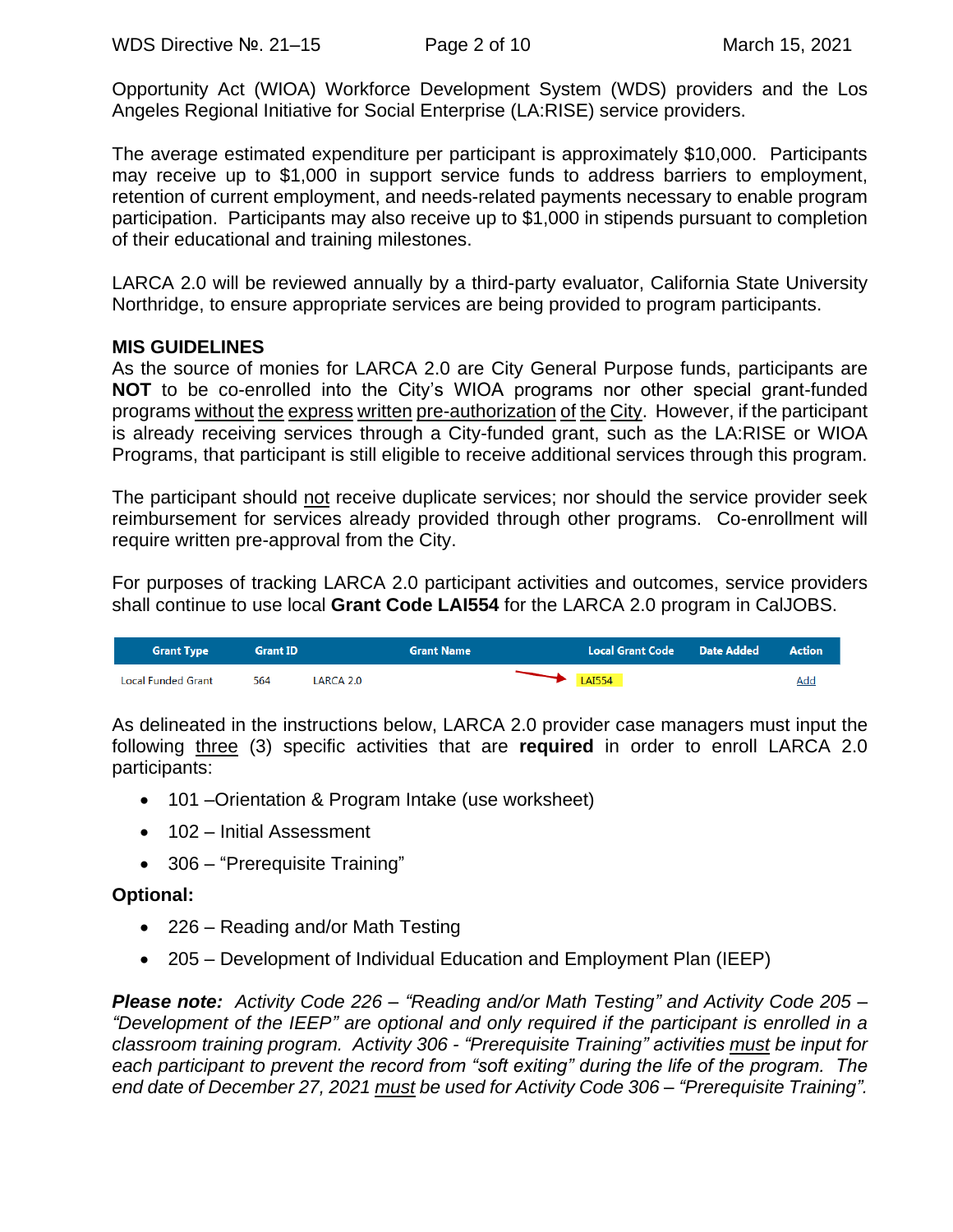Opportunity Act (WIOA) Workforce Development System (WDS) providers and the Los Angeles Regional Initiative for Social Enterprise (LA:RISE) service providers.

The average estimated expenditure per participant is approximately $10,000. Participants may receive up to $1,000 in support service funds to address barriers to employment, retention of current employment, and needs-related payments necessary to enable program participation. Participants may also receive up to $1,000 in stipends pursuant to completion of their educational and training milestones.

LARCA 2.0 will be reviewed annually by a third-party evaluator, California State University Northridge, to ensure appropriate services are being provided to program participants.

**MIS GUIDELINES**

As the source of monies for LARCA 2.0 are City General Purpose funds, participants are **NOT** to be co-enrolled into the City's WIOA programs nor other special grant-funded programs without the express written pre-authorization of the City. However, if the participant is already receiving services through a City-funded grant, such as the LA:RISE or WIOA Programs, that participant is still eligible to receive additional services through this program.

The participant should not receive duplicate services; nor should the service provider seek reimbursement for services already provided through other programs. Co-enrollment will require written pre-approval from the City.

For purposes of tracking LARCA 2.0 participant activities and outcomes, service providers shall continue to use local **Grant Code LAI554** for the LARCA 2.0 program in CalJOBS.

| Grant Type | Grant ID | Grant Name | Local Grant Code | Date Added | Action |
|---|---|---|---|---|---|
| Local Funded Grant | 564 | LARCA 2.0 | LAI554 | | Add |

As delineated in the instructions below, LARCA 2.0 provider case managers must input the following three (3) specific activities that are **required** in order to enroll LARCA 2.0 participants:

- 101 –Orientation & Program Intake (use worksheet)
- 102 – Initial Assessment
- 306 – "Prerequisite Training"

**Optional:**

- 226 – Reading and/or Math Testing
- 205 – Development of Individual Education and Employment Plan (IEEP)

***Please note:*** *Activity Code 226 – "Reading and/or Math Testing" and Activity Code 205 – "Development of the IEEP" are optional and only required if the participant is enrolled in a classroom training program. Activity 306 - "Prerequisite Training" activities must be input for each participant to prevent the record from "soft exiting" during the life of the program. The end date of December 27, 2021 must be used for Activity Code 306 – "Prerequisite Training".*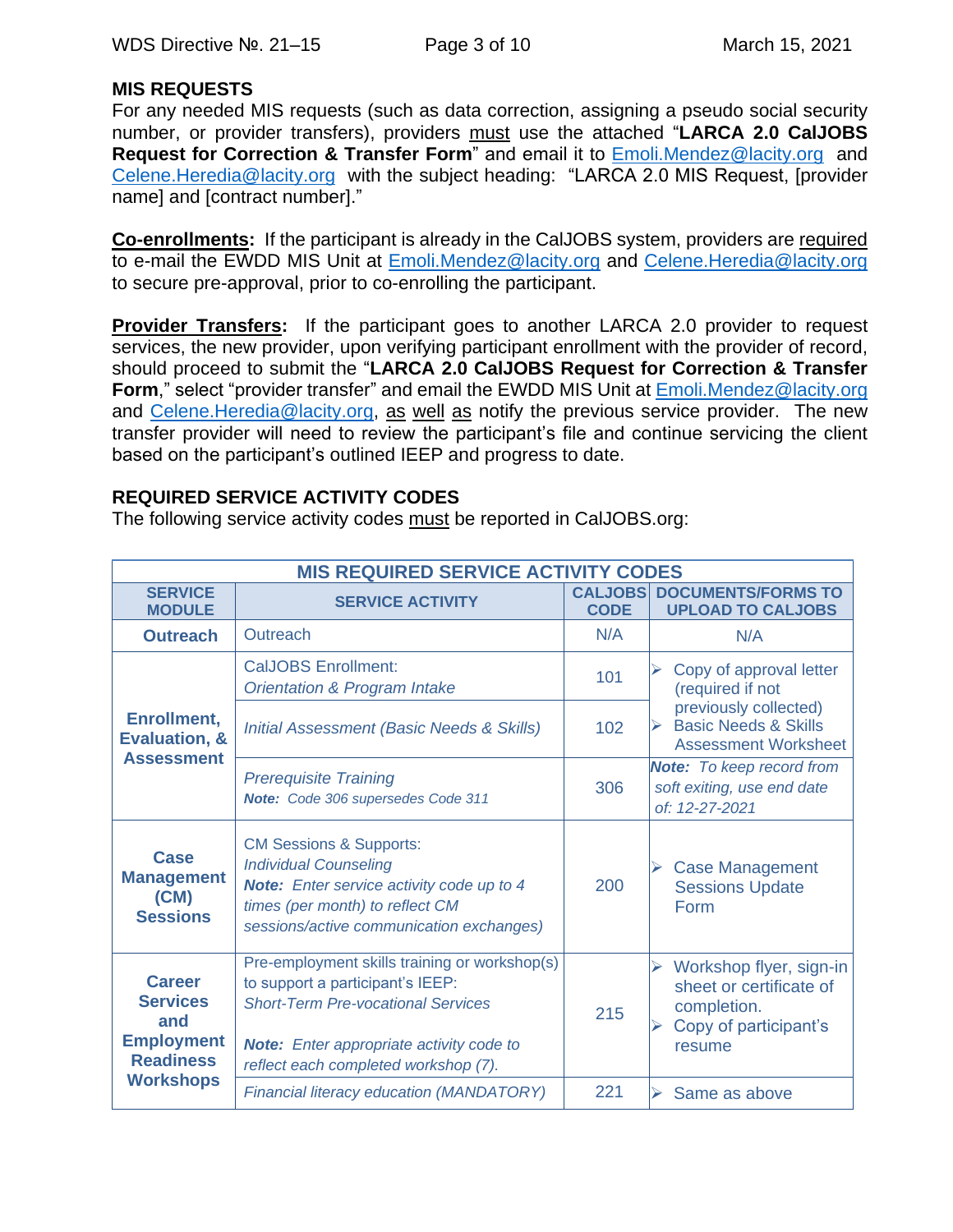## MIS REQUESTS

For any needed MIS requests (such as data correction, assigning a pseudo social security number, or provider transfers), providers must use the attached "**LARCA 2.0 CalJOBS Request for Correction & Transfer Form**" and email it to Emoli.Mendez@lacity.org and Celene.Heredia@lacity.org with the subject heading: "LARCA 2.0 MIS Request, [provider name] and [contract number]."

**Co-enrollments:** If the participant is already in the CalJOBS system, providers are required to e-mail the EWDD MIS Unit at Emoli.Mendez@lacity.org and Celene.Heredia@lacity.org to secure pre-approval, prior to co-enrolling the participant.

**Provider Transfers:** If the participant goes to another LARCA 2.0 provider to request services, the new provider, upon verifying participant enrollment with the provider of record, should proceed to submit the "**LARCA 2.0 CalJOBS Request for Correction & Transfer Form**," select "provider transfer" and email the EWDD MIS Unit at Emoli.Mendez@lacity.org and Celene.Heredia@lacity.org, as well as notify the previous service provider. The new transfer provider will need to review the participant's file and continue servicing the client based on the participant's outlined IEEP and progress to date.

## REQUIRED SERVICE ACTIVITY CODES

The following service activity codes must be reported in CalJOBS.org:

| MIS REQUIRED SERVICE ACTIVITY CODES | | | |
|---|---|---|---|
| **SERVICE MODULE** | **SERVICE ACTIVITY** | **CALJOBS CODE** | **DOCUMENTS/FORMS TO UPLOAD TO CALJOBS** |
| **Outreach** | Outreach | N/A | N/A |
| **Enrollment, Evaluation, & Assessment** | CalJOBS Enrollment: *Orientation & Program Intake* | 101 | ➢ Copy of approval letter (required if not previously collected) ➢ Basic Needs & Skills Assessment Worksheet |
| | *Initial Assessment (Basic Needs & Skills)* | 102 | |
| | *Prerequisite Training* ***Note:*** *Code 306 supersedes Code 311* | 306 | ***Note:*** *To keep record from soft exiting, use end date of: 12-27-2021* |
| **Case Management (CM) Sessions** | CM Sessions & Supports: *Individual Counseling* ***Note:*** *Enter service activity code up to 4 times (per month) to reflect CM sessions/active communication exchanges)* | 200 | ➢ Case Management Sessions Update Form |
| **Career Services and Employment Readiness Workshops** | Pre-employment skills training or workshop(s) to support a participant's IEEP: *Short-Term Pre-vocational Services* ***Note:*** *Enter appropriate activity code to reflect each completed workshop (7).* | 215 | ➢ Workshop flyer, sign-in sheet or certificate of completion. ➢ Copy of participant's resume |
| | *Financial literacy education (MANDATORY)* | 221 | ➢ Same as above |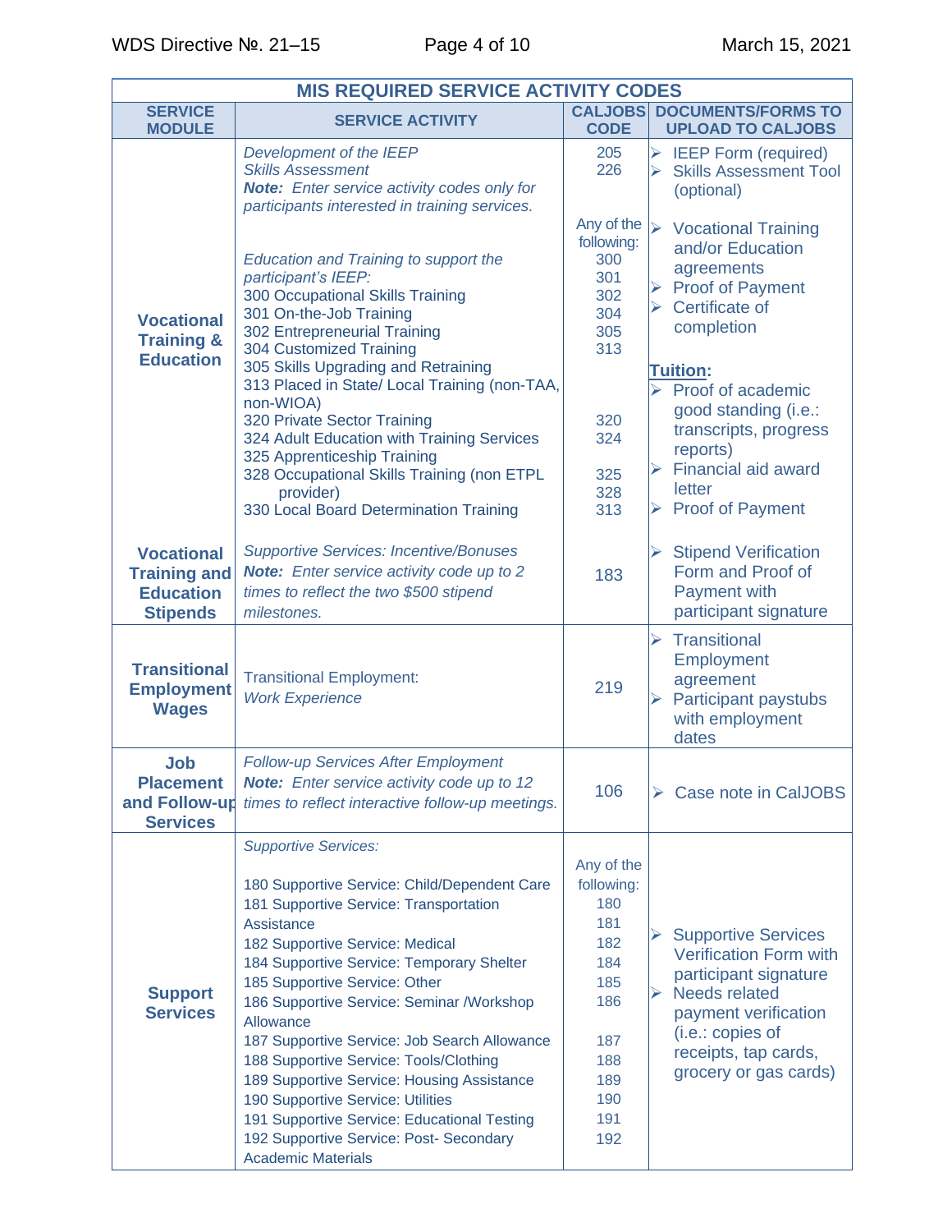| MIS REQUIRED SERVICE ACTIVITY CODES | | | |
|---|---|---|---|
| **SERVICE MODULE** | **SERVICE ACTIVITY** | **CALJOBS CODE** | **DOCUMENTS/FORMS TO UPLOAD TO CALJOBS** |
| **Vocational Training & Education** | *Development of the IEEP*<br>*Skills Assessment*<br>***Note:** Enter service activity codes only for participants interested in training services.*<br><br>*Education and Training to support the participant's IEEP:*<br>300 Occupational Skills Training<br>301 On-the-Job Training<br>302 Entrepreneurial Training<br>304 Customized Training<br>305 Skills Upgrading and Retraining<br>313 Placed in State/ Local Training (non-TAA, non-WIOA)<br>320 Private Sector Training<br>324 Adult Education with Training Services<br>325 Apprenticeship Training<br>328 Occupational Skills Training (non ETPL provider)<br>330 Local Board Determination Training | 205<br>226<br><br>Any of the following:<br>300<br>301<br>302<br>304<br>305<br>313<br><br>320<br>324<br><br>325<br>328<br>313 | ➢ IEEP Form (required)<br>➢ Skills Assessment Tool (optional)<br><br>➢ Vocational Training and/or Education agreements<br>➢ Proof of Payment<br>➢ Certificate of completion<br><br>**Tuition:**<br>➢ Proof of academic good standing (i.e.: transcripts, progress reports)<br>➢ Financial aid award letter<br>➢ Proof of Payment |
| **Vocational Training and Education Stipends** | *Supportive Services: Incentive/Bonuses*<br>***Note:** Enter service activity code up to 2 times to reflect the two $500 stipend milestones.* | 183 | ➢ Stipend Verification Form and Proof of Payment with participant signature |
| **Transitional Employment Wages** | Transitional Employment:<br>*Work Experience* | 219 | ➢ Transitional Employment agreement<br>➢ Participant paystubs with employment dates |
| **Job Placement and Follow-up Services** | *Follow-up Services After Employment*<br>***Note:** Enter service activity code up to 12 times to reflect interactive follow-up meetings.* | 106 | ➢ Case note in CalJOBS |
| **Support Services** | *Supportive Services:*<br><br>180 Supportive Service: Child/Dependent Care<br>181 Supportive Service: Transportation Assistance<br>182 Supportive Service: Medical<br>184 Supportive Service: Temporary Shelter<br>185 Supportive Service: Other<br>186 Supportive Service: Seminar /Workshop Allowance<br>187 Supportive Service: Job Search Allowance<br>188 Supportive Service: Tools/Clothing<br>189 Supportive Service: Housing Assistance<br>190 Supportive Service: Utilities<br>191 Supportive Service: Educational Testing<br>192 Supportive Service: Post- Secondary Academic Materials | Any of the following:<br>180<br>181<br>182<br>184<br>185<br>186<br><br>187<br>188<br>189<br>190<br>191<br>192 | ➢ Supportive Services Verification Form with participant signature<br>➢ Needs related payment verification (i.e.: copies of receipts, tap cards, grocery or gas cards) |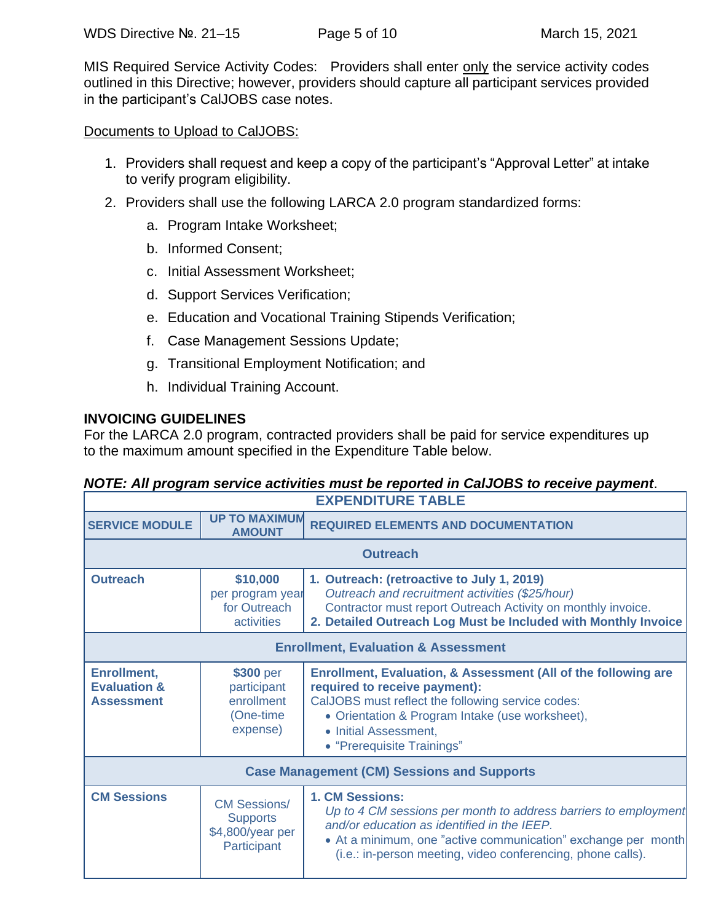MIS Required Service Activity Codes: Providers shall enter only the service activity codes outlined in this Directive; however, providers should capture all participant services provided in the participant's CalJOBS case notes.

Documents to Upload to CalJOBS:

1. Providers shall request and keep a copy of the participant's "Approval Letter" at intake to verify program eligibility.
2. Providers shall use the following LARCA 2.0 program standardized forms:
    a. Program Intake Worksheet;
    b. Informed Consent;
    c. Initial Assessment Worksheet;
    d. Support Services Verification;
    e. Education and Vocational Training Stipends Verification;
    f. Case Management Sessions Update;
    g. Transitional Employment Notification; and
    h. Individual Training Account.

## INVOICING GUIDELINES

For the LARCA 2.0 program, contracted providers shall be paid for service expenditures up to the maximum amount specified in the Expenditure Table below.

***NOTE: All program service activities must be reported in CalJOBS to receive payment*.**

**EXPENDITURE TABLE**

| SERVICE MODULE | UP TO MAXIMUM AMOUNT | REQUIRED ELEMENTS AND DOCUMENTATION |
|---|---|---|
| **Outreach** | | |
| **Outreach** | **$10,000** per program year for Outreach activities | **1. Outreach: (retroactive to July 1, 2019)** *Outreach and recruitment activities ($25/hour)* Contractor must report Outreach Activity on monthly invoice. **2. Detailed Outreach Log Must be Included with Monthly Invoice** |
| **Enrollment, Evaluation & Assessment** | | |
| **Enrollment, Evaluation & Assessment** | **$300** per participant enrollment (One-time expense) | **Enrollment, Evaluation, & Assessment (All of the following are required to receive payment):** CalJOBS must reflect the following service codes: • Orientation & Program Intake (use worksheet), • Initial Assessment, • "Prerequisite Trainings" |
| **Case Management (CM) Sessions and Supports** | | |
| **CM Sessions** | CM Sessions/ Supports $4,800/year per Participant | **1. CM Sessions:** *Up to 4 CM sessions per month to address barriers to employment and/or education as identified in the IEEP.* • At a minimum, one "active communication" exchange per month (i.e.: in-person meeting, video conferencing, phone calls). |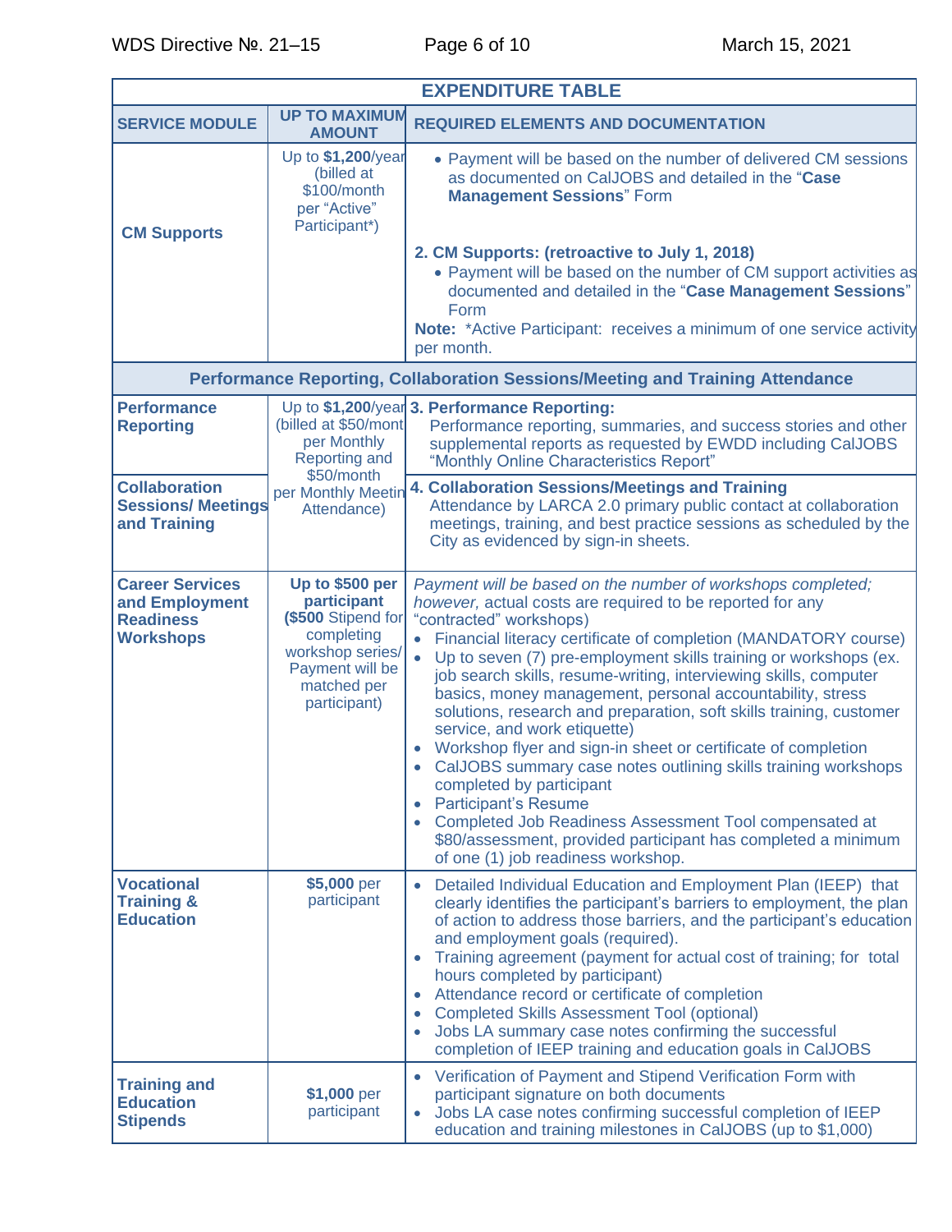| EXPENDITURE TABLE | | |
|---|---|---|
| **SERVICE MODULE** | **UP TO MAXIMUM AMOUNT** | **REQUIRED ELEMENTS AND DOCUMENTATION** |
| **CM Supports** | Up to **$1,200**/year (billed at $100/month per "Active" Participant*) | • Payment will be based on the number of delivered CM sessions as documented on CalJOBS and detailed in the "**Case Management Sessions**" Form<br><br>**2. CM Supports: (retroactive to July 1, 2018)**<br>• Payment will be based on the number of CM support activities as documented and detailed in the "**Case Management Sessions**" Form<br>**Note:** *Active Participant: receives a minimum of one service activity per month. |
| **Performance Reporting, Collaboration Sessions/Meeting and Training Attendance** | | |
| **Performance Reporting** | Up to **$1,200**/year (billed at $50/month per Monthly Reporting and $50/month per Monthly Meeting Attendance) | **3. Performance Reporting:**<br>Performance reporting, summaries, and success stories and other supplemental reports as requested by EWDD including CalJOBS "Monthly Online Characteristics Report" |
| **Collaboration Sessions/ Meetings and Training** | | **4. Collaboration Sessions/Meetings and Training**<br>Attendance by LARCA 2.0 primary public contact at collaboration meetings, training, and best practice sessions as scheduled by the City as evidenced by sign-in sheets. |
| **Career Services and Employment Readiness Workshops** | **Up to $500 per participant** (**$500** Stipend for completing workshop series/ Payment will be matched per participant) | *Payment will be based on the number of workshops completed; however,* actual costs are required to be reported for any "contracted" workshops)<br>• Financial literacy certificate of completion (MANDATORY course)<br>• Up to seven (7) pre-employment skills training or workshops (ex. job search skills, resume-writing, interviewing skills, computer basics, money management, personal accountability, stress solutions, research and preparation, soft skills training, customer service, and work etiquette)<br>• Workshop flyer and sign-in sheet or certificate of completion<br>• CalJOBS summary case notes outlining skills training workshops completed by participant<br>• Participant's Resume<br>• Completed Job Readiness Assessment Tool compensated at $80/assessment, provided participant has completed a minimum of one (1) job readiness workshop. |
| **Vocational Training & Education** | **$5,000** per participant | • Detailed Individual Education and Employment Plan (IEEP) that clearly identifies the participant's barriers to employment, the plan of action to address those barriers, and the participant's education and employment goals (required).<br>• Training agreement (payment for actual cost of training; for total hours completed by participant)<br>• Attendance record or certificate of completion<br>• Completed Skills Assessment Tool (optional)<br>• Jobs LA summary case notes confirming the successful completion of IEEP training and education goals in CalJOBS |
| **Training and Education Stipends** | **$1,000** per participant | • Verification of Payment and Stipend Verification Form with participant signature on both documents<br>• Jobs LA case notes confirming successful completion of IEEP education and training milestones in CalJOBS (up to $1,000) |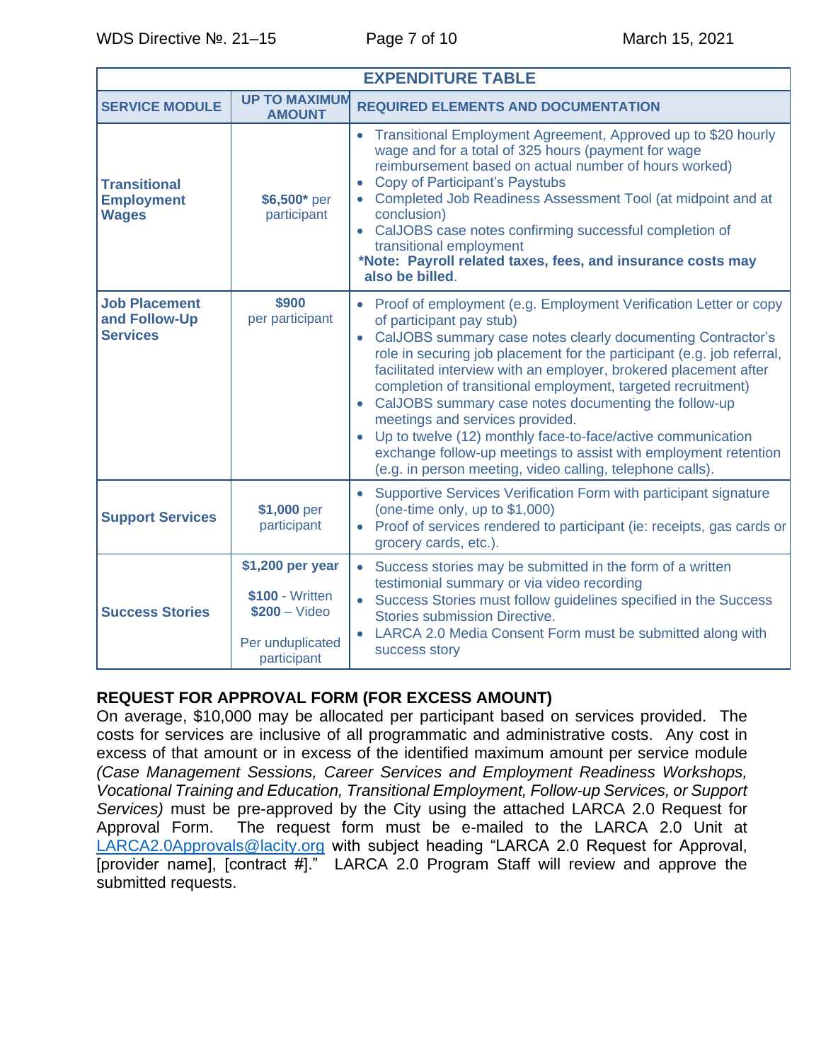| EXPENDITURE TABLE | | |
|---|---|---|
| **SERVICE MODULE** | **UP TO MAXIMUM AMOUNT** | **REQUIRED ELEMENTS AND DOCUMENTATION** |
| **Transitional Employment Wages** | **$6,500*** per participant | • Transitional Employment Agreement, Approved up to $20 hourly wage and for a total of 325 hours (payment for wage reimbursement based on actual number of hours worked)<br>• Copy of Participant's Paystubs<br>• Completed Job Readiness Assessment Tool (at midpoint and at conclusion)<br>• CalJOBS case notes confirming successful completion of transitional employment<br>***Note: Payroll related taxes, fees, and insurance costs may also be billed**. |
| **Job Placement and Follow-Up Services** | **$900** per participant | • Proof of employment (e.g. Employment Verification Letter or copy of participant pay stub)<br>• CalJOBS summary case notes clearly documenting Contractor's role in securing job placement for the participant (e.g. job referral, facilitated interview with an employer, brokered placement after completion of transitional employment, targeted recruitment)<br>• CalJOBS summary case notes documenting the follow-up meetings and services provided.<br>• Up to twelve (12) monthly face-to-face/active communication exchange follow-up meetings to assist with employment retention (e.g. in person meeting, video calling, telephone calls). |
| **Support Services** | **$1,000** per participant | • Supportive Services Verification Form with participant signature (one-time only, up to $1,000)<br>• Proof of services rendered to participant (ie: receipts, gas cards or grocery cards, etc.). |
| **Success Stories** | **$1,200 per year**<br>**$100** - Written<br>**$200** – Video<br>Per unduplicated participant | • Success stories may be submitted in the form of a written testimonial summary or via video recording<br>• Success Stories must follow guidelines specified in the Success Stories submission Directive.<br>• LARCA 2.0 Media Consent Form must be submitted along with success story |

**REQUEST FOR APPROVAL FORM (FOR EXCESS AMOUNT)**

On average, $10,000 may be allocated per participant based on services provided. The costs for services are inclusive of all programmatic and administrative costs. Any cost in excess of that amount or in excess of the identified maximum amount per service module *(Case Management Sessions, Career Services and Employment Readiness Workshops, Vocational Training and Education, Transitional Employment, Follow-up Services, or Support Services)* must be pre-approved by the City using the attached LARCA 2.0 Request for Approval Form. The request form must be e-mailed to the LARCA 2.0 Unit at LARCA2.0Approvals@lacity.org with subject heading "LARCA 2.0 Request for Approval, [provider name], [contract #]." LARCA 2.0 Program Staff will review and approve the submitted requests.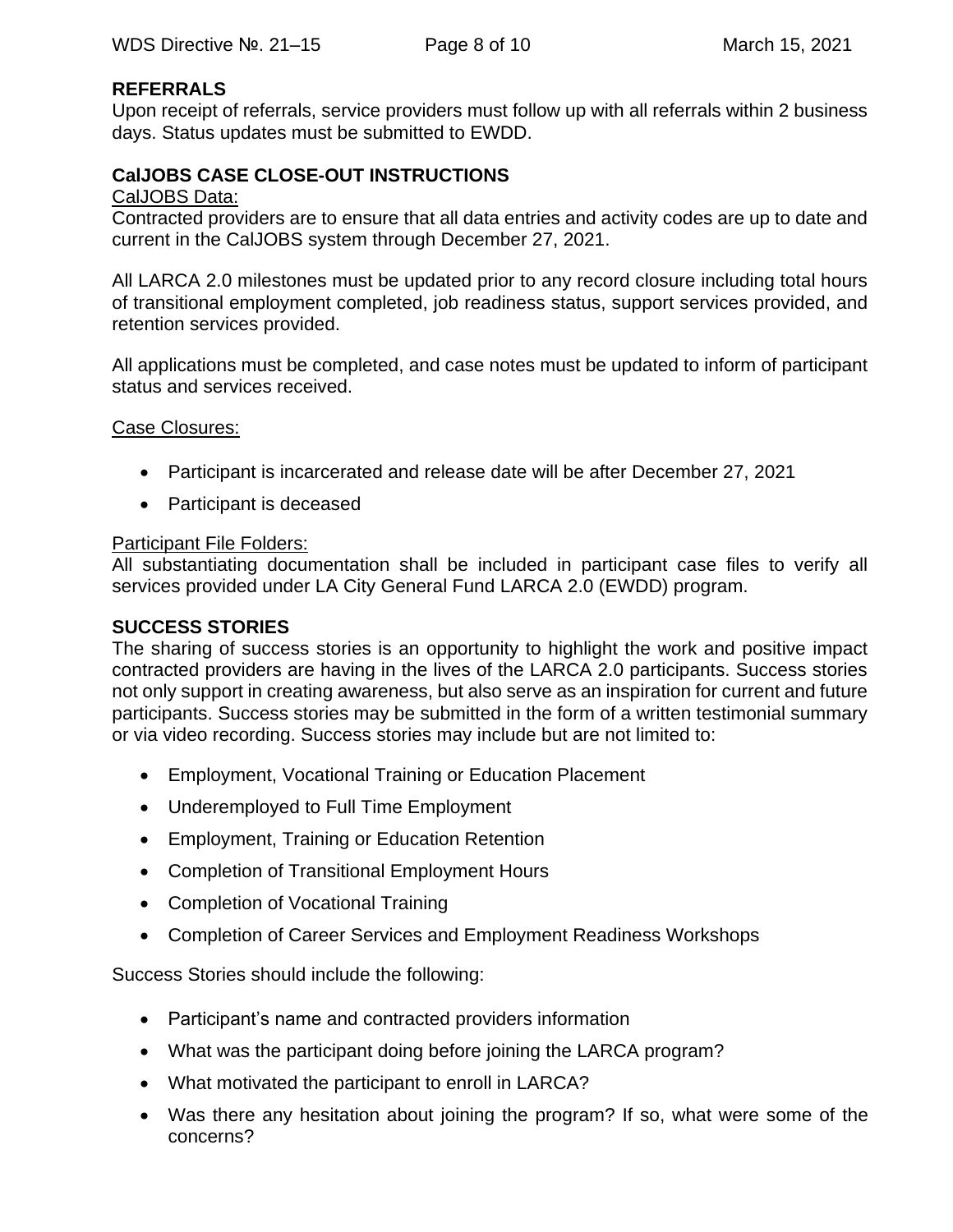## REFERRALS

Upon receipt of referrals, service providers must follow up with all referrals within 2 business days. Status updates must be submitted to EWDD.

## CalJOBS CASE CLOSE-OUT INSTRUCTIONS

CalJOBS Data:

Contracted providers are to ensure that all data entries and activity codes are up to date and current in the CalJOBS system through December 27, 2021.

All LARCA 2.0 milestones must be updated prior to any record closure including total hours of transitional employment completed, job readiness status, support services provided, and retention services provided.

All applications must be completed, and case notes must be updated to inform of participant status and services received.

Case Closures:

- Participant is incarcerated and release date will be after December 27, 2021
- Participant is deceased

Participant File Folders:

All substantiating documentation shall be included in participant case files to verify all services provided under LA City General Fund LARCA 2.0 (EWDD) program.

## SUCCESS STORIES

The sharing of success stories is an opportunity to highlight the work and positive impact contracted providers are having in the lives of the LARCA 2.0 participants. Success stories not only support in creating awareness, but also serve as an inspiration for current and future participants. Success stories may be submitted in the form of a written testimonial summary or via video recording. Success stories may include but are not limited to:

- Employment, Vocational Training or Education Placement
- Underemployed to Full Time Employment
- Employment, Training or Education Retention
- Completion of Transitional Employment Hours
- Completion of Vocational Training
- Completion of Career Services and Employment Readiness Workshops

Success Stories should include the following:

- Participant's name and contracted providers information
- What was the participant doing before joining the LARCA program?
- What motivated the participant to enroll in LARCA?
- Was there any hesitation about joining the program? If so, what were some of the concerns?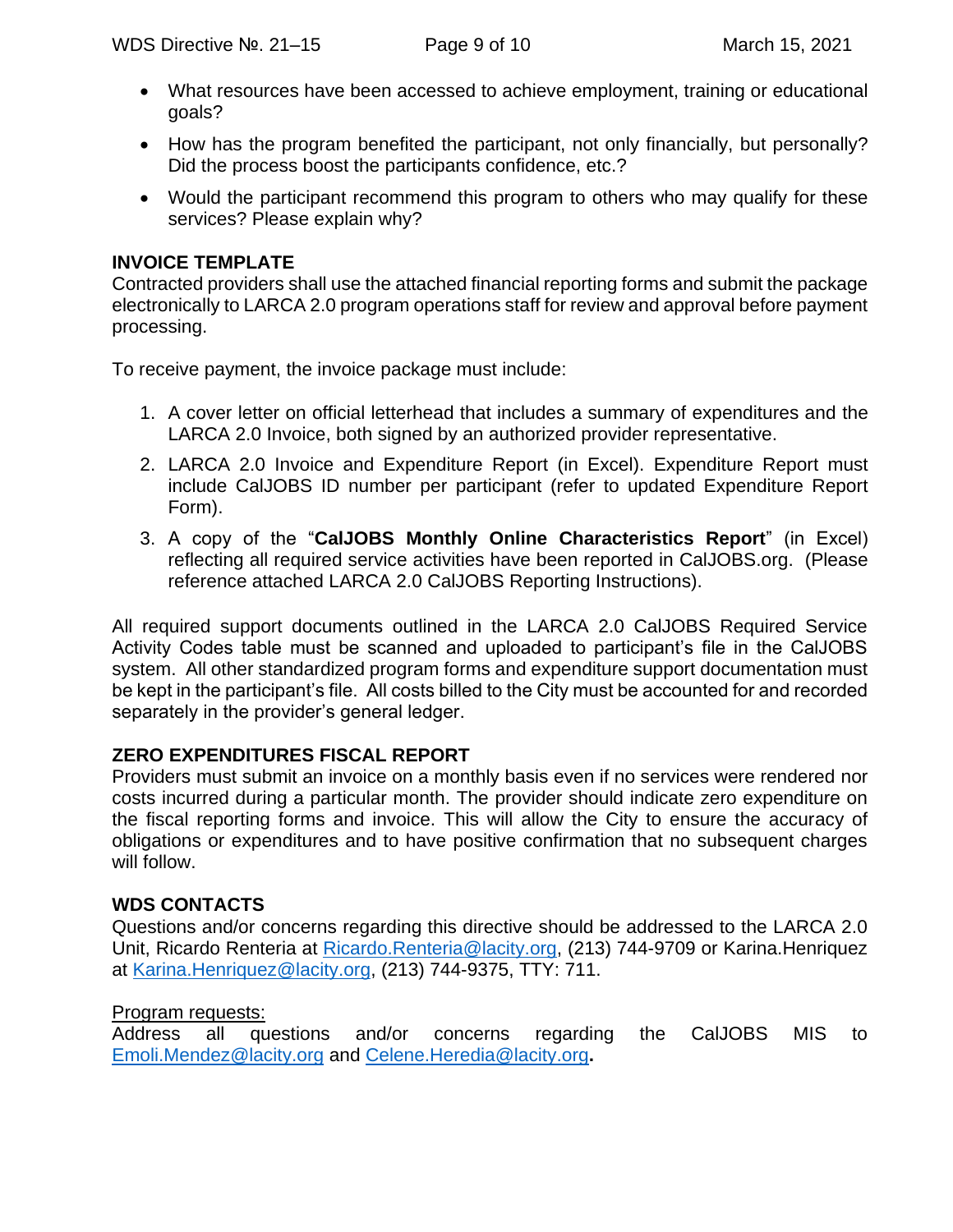- What resources have been accessed to achieve employment, training or educational goals?
- How has the program benefited the participant, not only financially, but personally? Did the process boost the participants confidence, etc.?
- Would the participant recommend this program to others who may qualify for these services? Please explain why?

**INVOICE TEMPLATE**

Contracted providers shall use the attached financial reporting forms and submit the package electronically to LARCA 2.0 program operations staff for review and approval before payment processing.

To receive payment, the invoice package must include:

1. A cover letter on official letterhead that includes a summary of expenditures and the LARCA 2.0 Invoice, both signed by an authorized provider representative.
2. LARCA 2.0 Invoice and Expenditure Report (in Excel). Expenditure Report must include CalJOBS ID number per participant (refer to updated Expenditure Report Form).
3. A copy of the "**CalJOBS Monthly Online Characteristics Report**" (in Excel) reflecting all required service activities have been reported in CalJOBS.org. (Please reference attached LARCA 2.0 CalJOBS Reporting Instructions).

All required support documents outlined in the LARCA 2.0 CalJOBS Required Service Activity Codes table must be scanned and uploaded to participant's file in the CalJOBS system. All other standardized program forms and expenditure support documentation must be kept in the participant's file. All costs billed to the City must be accounted for and recorded separately in the provider's general ledger.

**ZERO EXPENDITURES FISCAL REPORT**

Providers must submit an invoice on a monthly basis even if no services were rendered nor costs incurred during a particular month. The provider should indicate zero expenditure on the fiscal reporting forms and invoice. This will allow the City to ensure the accuracy of obligations or expenditures and to have positive confirmation that no subsequent charges will follow.

**WDS CONTACTS**

Questions and/or concerns regarding this directive should be addressed to the LARCA 2.0 Unit, Ricardo Renteria at Ricardo.Renteria@lacity.org, (213) 744-9709 or Karina.Henriquez at Karina.Henriquez@lacity.org, (213) 744-9375, TTY: 711.

Program requests:

Address all questions and/or concerns regarding the CalJOBS MIS to Emoli.Mendez@lacity.org and Celene.Heredia@lacity.org.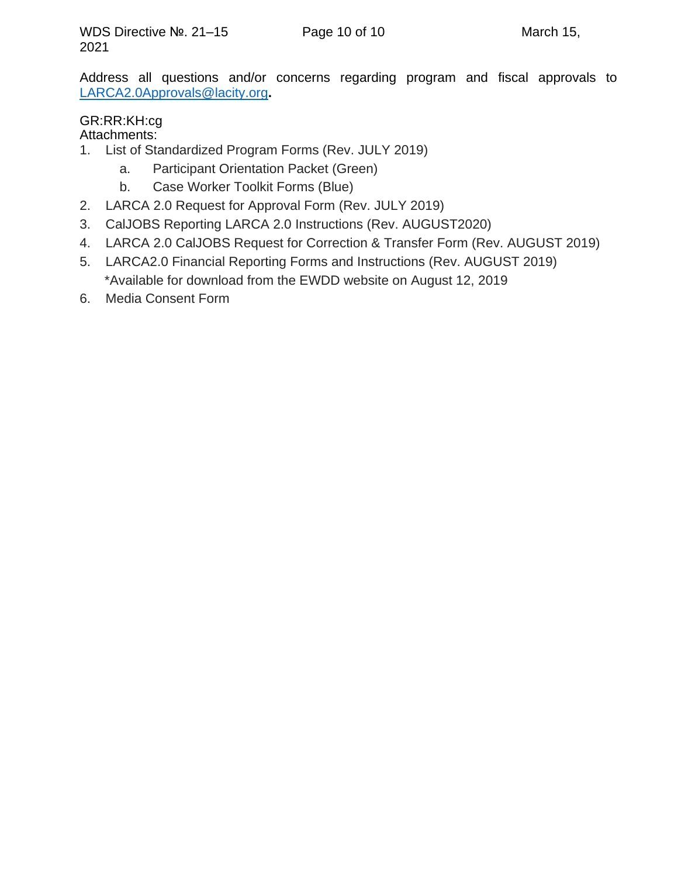Address all questions and/or concerns regarding program and fiscal approvals to LARCA2.0Approvals@lacity.org.

GR:RR:KH:cg

Attachments:

1. List of Standardized Program Forms (Rev. JULY 2019)
    a. Participant Orientation Packet (Green)
    b. Case Worker Toolkit Forms (Blue)
2. LARCA 2.0 Request for Approval Form (Rev. JULY 2019)
3. CalJOBS Reporting LARCA 2.0 Instructions (Rev. AUGUST2020)
4. LARCA 2.0 CalJOBS Request for Correction & Transfer Form (Rev. AUGUST 2019)
5. LARCA2.0 Financial Reporting Forms and Instructions (Rev. AUGUST 2019)
   *Available for download from the EWDD website on August 12, 2019
6. Media Consent Form